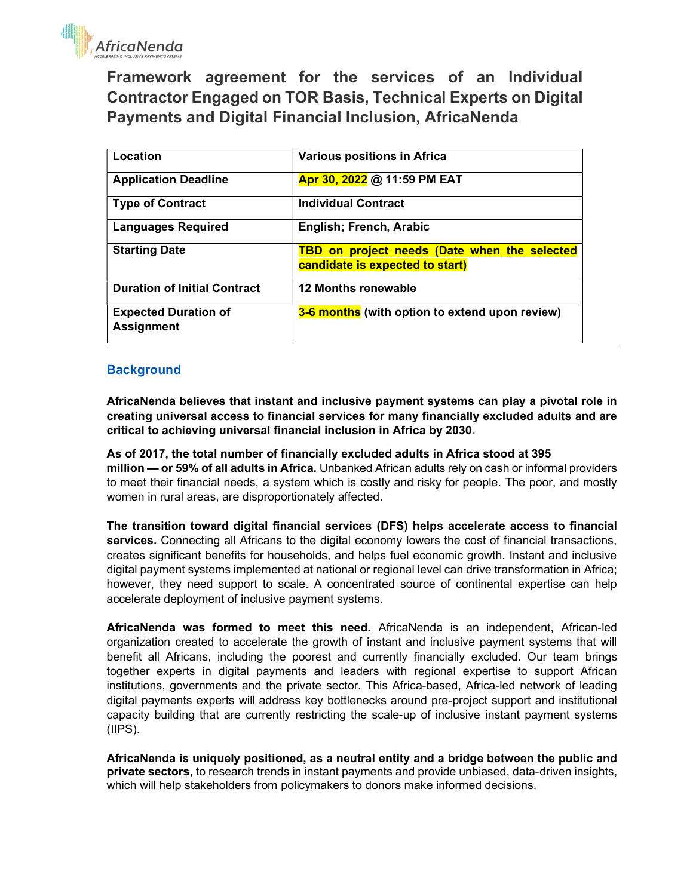# Framework agreement for the services of an Individual Contractor Engaged on TOR Basis, Technical Experts on Digital Payments and Digital Financial Inclusion, AfricaNenda

| Location | Various positions in Africa |
|---|---|
| Application Deadline | Apr 30, 2022 @ 11:59 PM EAT |
| Type of Contract | Individual Contract |
| Languages Required | English; French, Arabic |
| Starting Date | TBD on project needs (Date when the selected candidate is expected to start) |
| Duration of Initial Contract | 12 Months renewable |
| Expected Duration of Assignment | 3-6 months (with option to extend upon review) |

## Background

**AfricaNenda believes that instant and inclusive payment systems can play a pivotal role in creating universal access to financial services for many financially excluded adults and are critical to achieving universal financial inclusion in Africa by 2030.**

**As of 2017, the total number of financially excluded adults in Africa stood at 395 million — or 59% of all adults in Africa.** Unbanked African adults rely on cash or informal providers to meet their financial needs, a system which is costly and risky for people. The poor, and mostly women in rural areas, are disproportionately affected.

**The transition toward digital financial services (DFS) helps accelerate access to financial services.** Connecting all Africans to the digital economy lowers the cost of financial transactions, creates significant benefits for households, and helps fuel economic growth. Instant and inclusive digital payment systems implemented at national or regional level can drive transformation in Africa; however, they need support to scale. A concentrated source of continental expertise can help accelerate deployment of inclusive payment systems.

**AfricaNenda was formed to meet this need.** AfricaNenda is an independent, African-led organization created to accelerate the growth of instant and inclusive payment systems that will benefit all Africans, including the poorest and currently financially excluded. Our team brings together experts in digital payments and leaders with regional expertise to support African institutions, governments and the private sector. This Africa-based, Africa-led network of leading digital payments experts will address key bottlenecks around pre-project support and institutional capacity building that are currently restricting the scale-up of inclusive instant payment systems (IIPS).

**AfricaNenda is uniquely positioned, as a neutral entity and a bridge between the public and private sectors**, to research trends in instant payments and provide unbiased, data-driven insights, which will help stakeholders from policymakers to donors make informed decisions.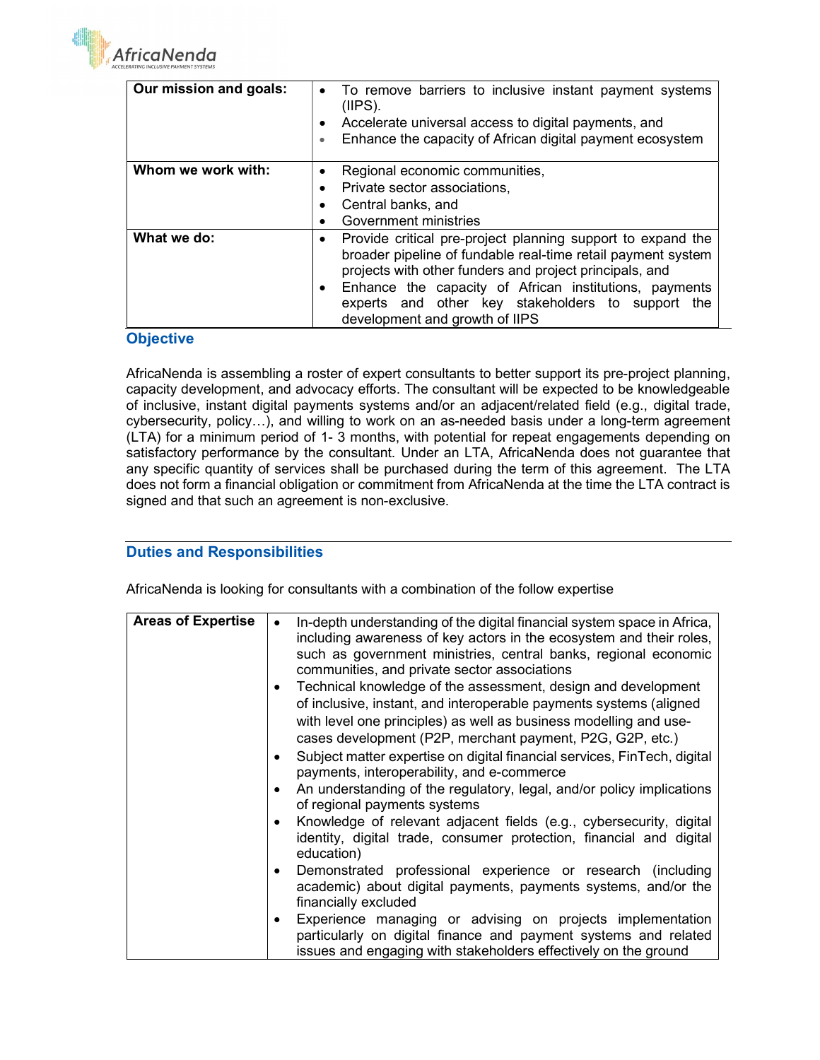| Our mission and goals: | • To remove barriers to inclusive instant payment systems (IIPS).<br>• Accelerate universal access to digital payments, and<br>• Enhance the capacity of African digital payment ecosystem |
|---|---|
| Whom we work with: | • Regional economic communities,<br>• Private sector associations,<br>• Central banks, and<br>• Government ministries |
| What we do: | • Provide critical pre-project planning support to expand the broader pipeline of fundable real-time retail payment system projects with other funders and project principals, and<br>• Enhance the capacity of African institutions, payments experts and other key stakeholders to support the development and growth of IIPS |

## Objective

AfricaNenda is assembling a roster of expert consultants to better support its pre-project planning, capacity development, and advocacy efforts. The consultant will be expected to be knowledgeable of inclusive, instant digital payments systems and/or an adjacent/related field (e.g., digital trade, cybersecurity, policy…), and willing to work on an as-needed basis under a long-term agreement (LTA) for a minimum period of 1- 3 months, with potential for repeat engagements depending on satisfactory performance by the consultant. Under an LTA, AfricaNenda does not guarantee that any specific quantity of services shall be purchased during the term of this agreement. The LTA does not form a financial obligation or commitment from AfricaNenda at the time the LTA contract is signed and that such an agreement is non-exclusive.

## Duties and Responsibilities

AfricaNenda is looking for consultants with a combination of the follow expertise

| Areas of Expertise | • In-depth understanding of the digital financial system space in Africa, including awareness of key actors in the ecosystem and their roles, such as government ministries, central banks, regional economic communities, and private sector associations<br>• Technical knowledge of the assessment, design and development of inclusive, instant, and interoperable payments systems (aligned with level one principles) as well as business modelling and use-cases development (P2P, merchant payment, P2G, G2P, etc.)<br>• Subject matter expertise on digital financial services, FinTech, digital payments, interoperability, and e-commerce<br>• An understanding of the regulatory, legal, and/or policy implications of regional payments systems<br>• Knowledge of relevant adjacent fields (e.g., cybersecurity, digital identity, digital trade, consumer protection, financial and digital education)<br>• Demonstrated professional experience or research (including academic) about digital payments, payments systems, and/or the financially excluded<br>• Experience managing or advising on projects implementation particularly on digital finance and payment systems and related issues and engaging with stakeholders effectively on the ground |
|---|---|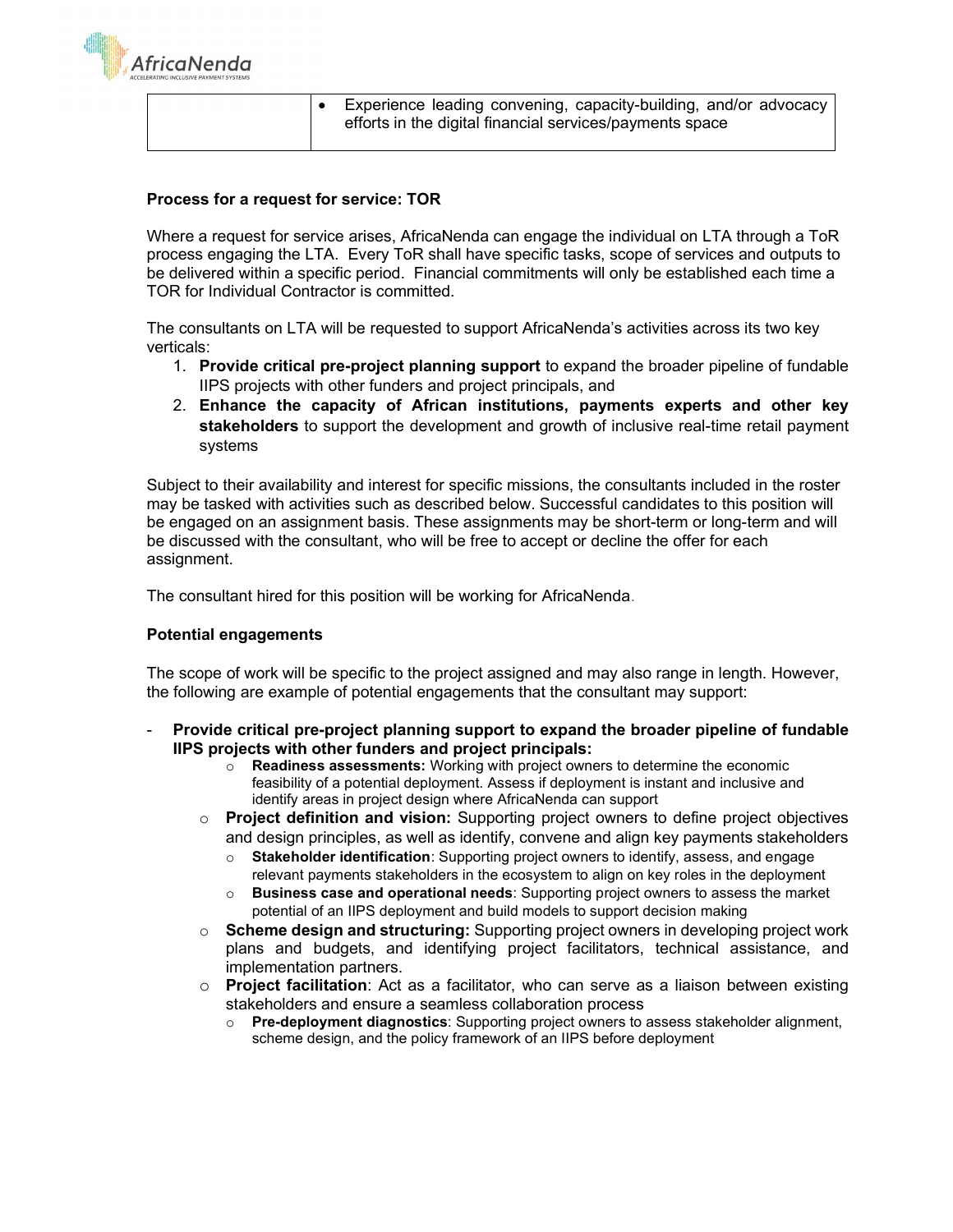|  |  |
| --- | --- |
|  | • Experience leading convening, capacity-building, and/or advocacy efforts in the digital financial services/payments space |

**Process for a request for service: TOR**

Where a request for service arises, AfricaNenda can engage the individual on LTA through a ToR process engaging the LTA. Every ToR shall have specific tasks, scope of services and outputs to be delivered within a specific period. Financial commitments will only be established each time a TOR for Individual Contractor is committed.

The consultants on LTA will be requested to support AfricaNenda's activities across its two key verticals:

1. **Provide critical pre-project planning support** to expand the broader pipeline of fundable IIPS projects with other funders and project principals, and
2. **Enhance the capacity of African institutions, payments experts and other key stakeholders** to support the development and growth of inclusive real-time retail payment systems

Subject to their availability and interest for specific missions, the consultants included in the roster may be tasked with activities such as described below. Successful candidates to this position will be engaged on an assignment basis. These assignments may be short-term or long-term and will be discussed with the consultant, who will be free to accept or decline the offer for each assignment.

The consultant hired for this position will be working for AfricaNenda.

**Potential engagements**

The scope of work will be specific to the project assigned and may also range in length. However, the following are example of potential engagements that the consultant may support:

- **Provide critical pre-project planning support to expand the broader pipeline of fundable IIPS projects with other funders and project principals:**
    - **Readiness assessments:** Working with project owners to determine the economic feasibility of a potential deployment. Assess if deployment is instant and inclusive and identify areas in project design where AfricaNenda can support
  - **Project definition and vision:** Supporting project owners to define project objectives and design principles, as well as identify, convene and align key payments stakeholders
    - **Stakeholder identification**: Supporting project owners to identify, assess, and engage relevant payments stakeholders in the ecosystem to align on key roles in the deployment
    - **Business case and operational needs**: Supporting project owners to assess the market potential of an IIPS deployment and build models to support decision making
  - **Scheme design and structuring:** Supporting project owners in developing project work plans and budgets, and identifying project facilitators, technical assistance, and implementation partners.
  - **Project facilitation**: Act as a facilitator, who can serve as a liaison between existing stakeholders and ensure a seamless collaboration process
    - **Pre-deployment diagnostics**: Supporting project owners to assess stakeholder alignment, scheme design, and the policy framework of an IIPS before deployment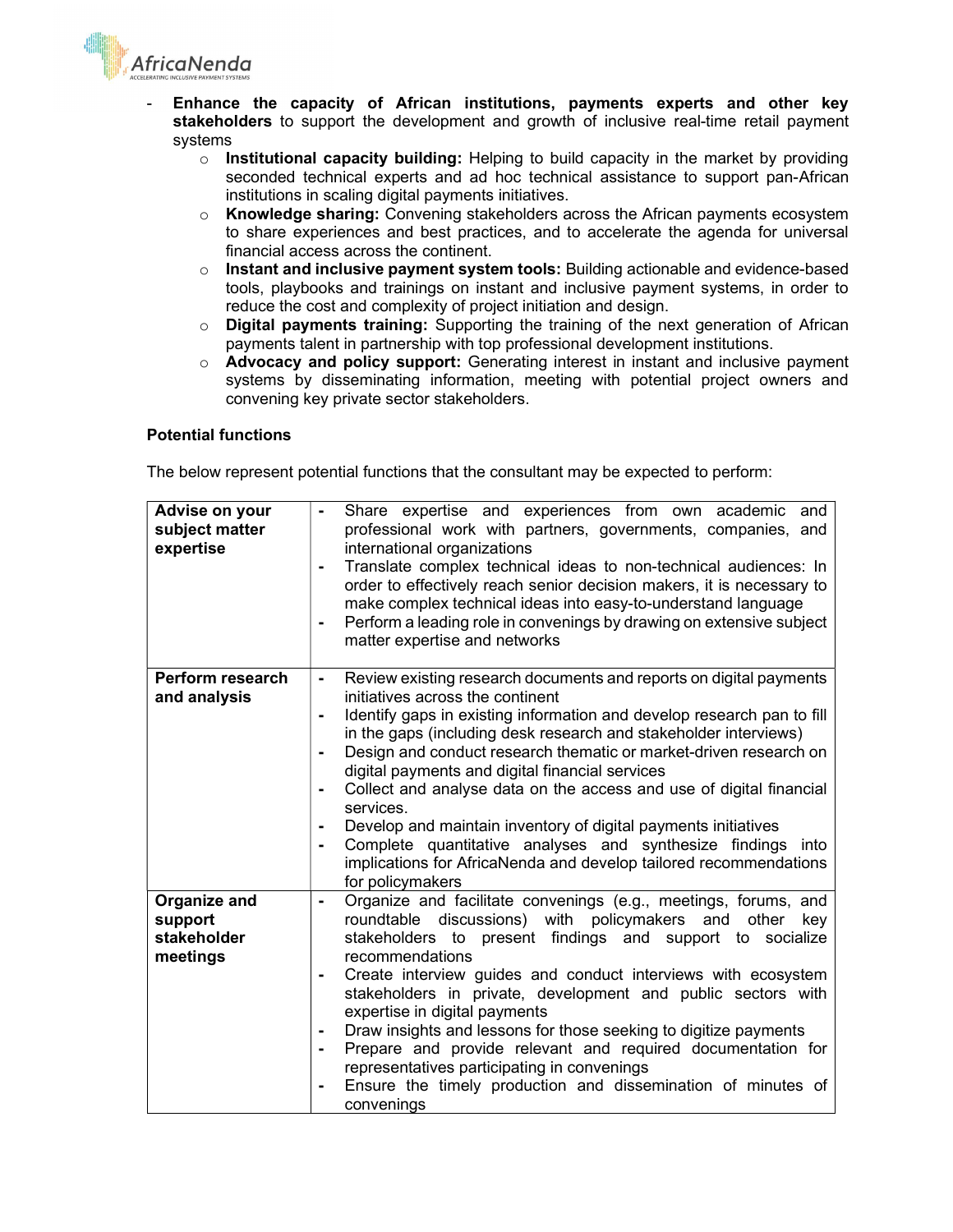- **Enhance the capacity of African institutions, payments experts and other key stakeholders** to support the development and growth of inclusive real-time retail payment systems
    - **Institutional capacity building:** Helping to build capacity in the market by providing seconded technical experts and ad hoc technical assistance to support pan-African institutions in scaling digital payments initiatives.
    - **Knowledge sharing:** Convening stakeholders across the African payments ecosystem to share experiences and best practices, and to accelerate the agenda for universal financial access across the continent.
    - **Instant and inclusive payment system tools:** Building actionable and evidence-based tools, playbooks and trainings on instant and inclusive payment systems, in order to reduce the cost and complexity of project initiation and design.
    - **Digital payments training:** Supporting the training of the next generation of African payments talent in partnership with top professional development institutions.
    - **Advocacy and policy support:** Generating interest in instant and inclusive payment systems by disseminating information, meeting with potential project owners and convening key private sector stakeholders.

**Potential functions**

The below represent potential functions that the consultant may be expected to perform:

| | |
|---|---|
| **Advise on your subject matter expertise** | - Share expertise and experiences from own academic and professional work with partners, governments, companies, and international organizations<br>- Translate complex technical ideas to non-technical audiences: In order to effectively reach senior decision makers, it is necessary to make complex technical ideas into easy-to-understand language<br>- Perform a leading role in convenings by drawing on extensive subject matter expertise and networks |
| **Perform research and analysis** | - Review existing research documents and reports on digital payments initiatives across the continent<br>- Identify gaps in existing information and develop research pan to fill in the gaps (including desk research and stakeholder interviews)<br>- Design and conduct research thematic or market-driven research on digital payments and digital financial services<br>- Collect and analyse data on the access and use of digital financial services.<br>- Develop and maintain inventory of digital payments initiatives<br>- Complete quantitative analyses and synthesize findings into implications for AfricaNenda and develop tailored recommendations for policymakers |
| **Organize and support stakeholder meetings** | - Organize and facilitate convenings (e.g., meetings, forums, and roundtable discussions) with policymakers and other key stakeholders to present findings and support to socialize recommendations<br>- Create interview guides and conduct interviews with ecosystem stakeholders in private, development and public sectors with expertise in digital payments<br>- Draw insights and lessons for those seeking to digitize payments<br>- Prepare and provide relevant and required documentation for representatives participating in convenings<br>- Ensure the timely production and dissemination of minutes of convenings |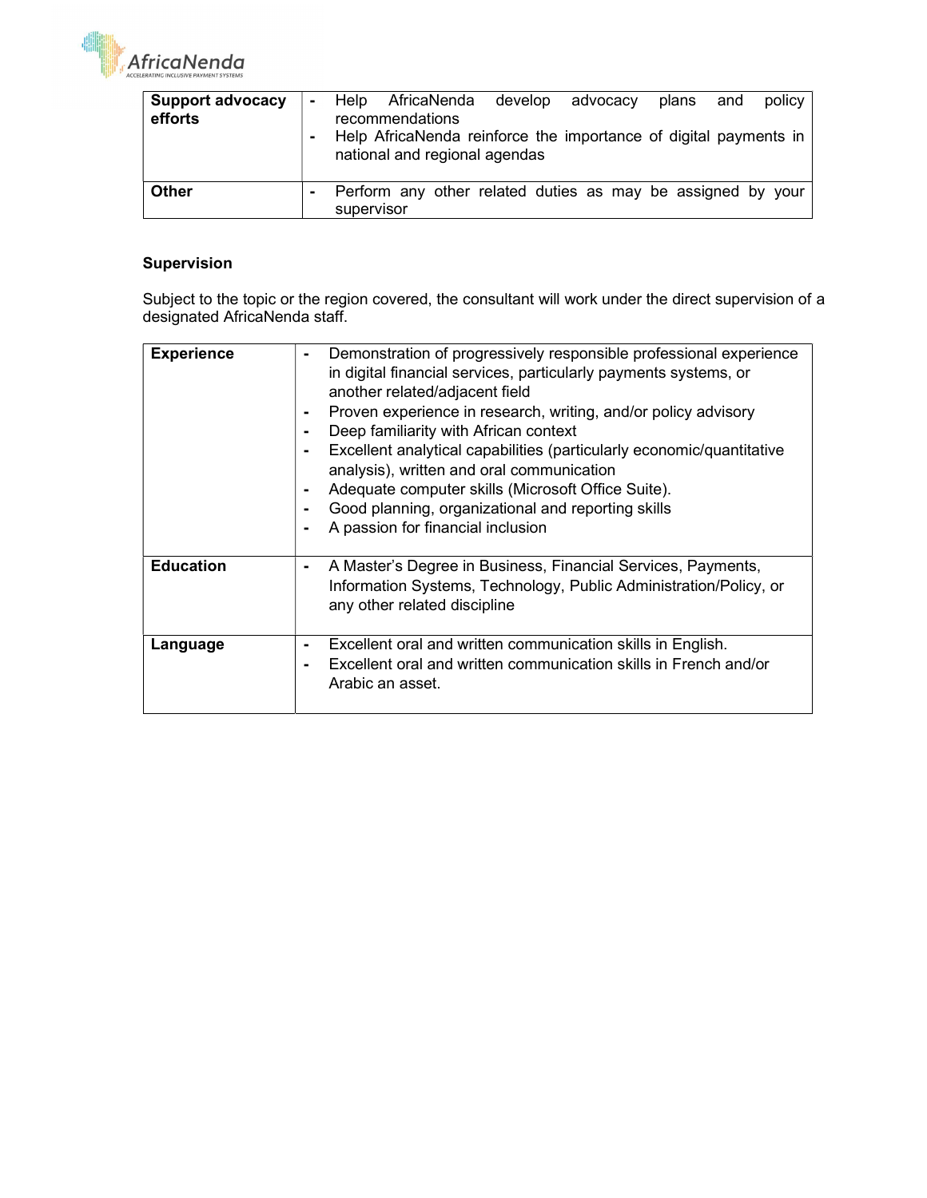| | |
|---|---|
| **Support advocacy efforts** | - Help AfricaNenda develop advocacy plans and policy recommendations<br>- Help AfricaNenda reinforce the importance of digital payments in national and regional agendas |
| **Other** | - Perform any other related duties as may be assigned by your supervisor |

**Supervision**

Subject to the topic or the region covered, the consultant will work under the direct supervision of a designated AfricaNenda staff.

| | |
|---|---|
| **Experience** | - Demonstration of progressively responsible professional experience in digital financial services, particularly payments systems, or another related/adjacent field<br>- Proven experience in research, writing, and/or policy advisory<br>- Deep familiarity with African context<br>- Excellent analytical capabilities (particularly economic/quantitative analysis), written and oral communication<br>- Adequate computer skills (Microsoft Office Suite).<br>- Good planning, organizational and reporting skills<br>- A passion for financial inclusion |
| **Education** | - A Master's Degree in Business, Financial Services, Payments, Information Systems, Technology, Public Administration/Policy, or any other related discipline |
| **Language** | - Excellent oral and written communication skills in English.<br>- Excellent oral and written communication skills in French and/or Arabic an asset. |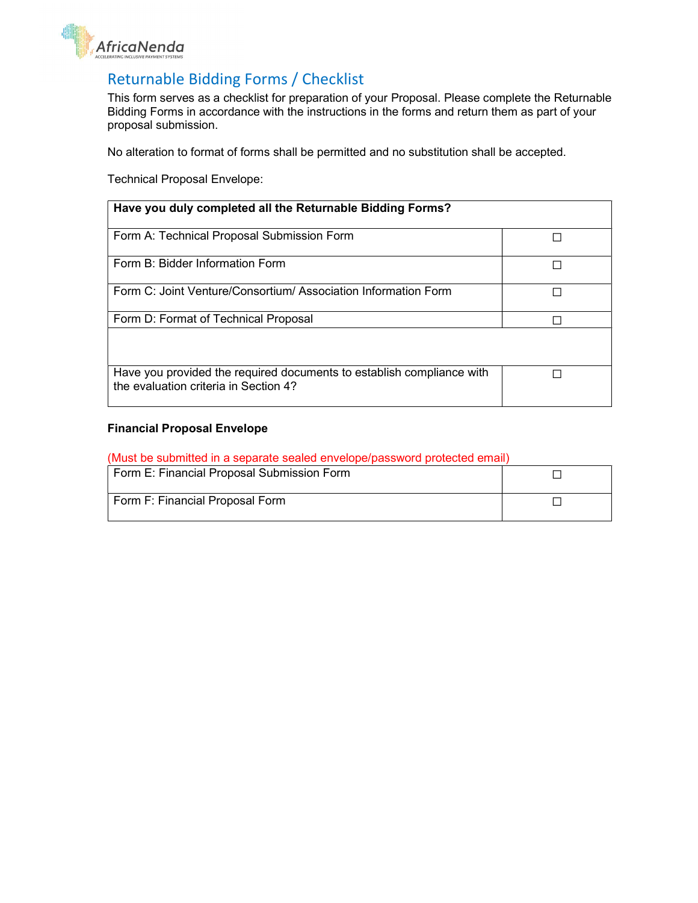## Returnable Bidding Forms / Checklist

This form serves as a checklist for preparation of your Proposal. Please complete the Returnable Bidding Forms in accordance with the instructions in the forms and return them as part of your proposal submission.

No alteration to format of forms shall be permitted and no substitution shall be accepted.

Technical Proposal Envelope:

| **Have you duly completed all the Returnable Bidding Forms?** | |
|---|---|
| Form A: Technical Proposal Submission Form | ☐ |
| Form B: Bidder Information Form | ☐ |
| Form C: Joint Venture/Consortium/ Association Information Form | ☐ |
| Form D: Format of Technical Proposal | ☐ |
| | |
| Have you provided the required documents to establish compliance with the evaluation criteria in Section 4? | ☐ |

**Financial Proposal Envelope**

(Must be submitted in a separate sealed envelope/password protected email)

| | |
|---|---|
| Form E: Financial Proposal Submission Form | ☐ |
| Form F: Financial Proposal Form | ☐ |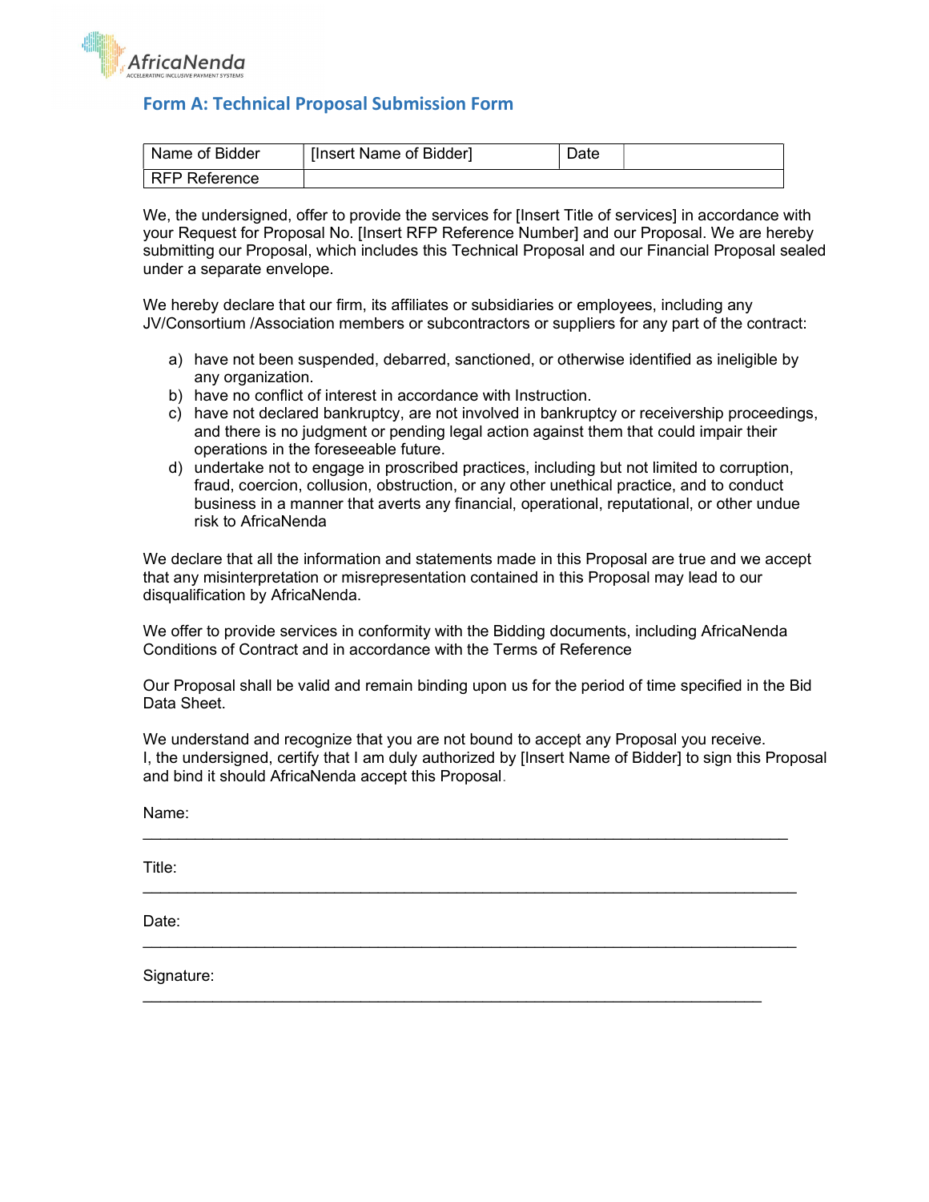## Form A: Technical Proposal Submission Form

| Name of Bidder | [Insert Name of Bidder] | Date | |
|---|---|---|---|
| RFP Reference | | | |

We, the undersigned, offer to provide the services for [Insert Title of services] in accordance with your Request for Proposal No. [Insert RFP Reference Number] and our Proposal. We are hereby submitting our Proposal, which includes this Technical Proposal and our Financial Proposal sealed under a separate envelope.

We hereby declare that our firm, its affiliates or subsidiaries or employees, including any JV/Consortium /Association members or subcontractors or suppliers for any part of the contract:

a) have not been suspended, debarred, sanctioned, or otherwise identified as ineligible by any organization.
b) have no conflict of interest in accordance with Instruction.
c) have not declared bankruptcy, are not involved in bankruptcy or receivership proceedings, and there is no judgment or pending legal action against them that could impair their operations in the foreseeable future.
d) undertake not to engage in proscribed practices, including but not limited to corruption, fraud, coercion, collusion, obstruction, or any other unethical practice, and to conduct business in a manner that averts any financial, operational, reputational, or other undue risk to AfricaNenda

We declare that all the information and statements made in this Proposal are true and we accept that any misinterpretation or misrepresentation contained in this Proposal may lead to our disqualification by AfricaNenda.

We offer to provide services in conformity with the Bidding documents, including AfricaNenda Conditions of Contract and in accordance with the Terms of Reference

Our Proposal shall be valid and remain binding upon us for the period of time specified in the Bid Data Sheet.

We understand and recognize that you are not bound to accept any Proposal you receive.
I, the undersigned, certify that I am duly authorized by [Insert Name of Bidder] to sign this Proposal and bind it should AfricaNenda accept this Proposal.

Name:
______________________________________________________________________________

Title:
______________________________________________________________________________

Date:
______________________________________________________________________________

Signature:
______________________________________________________________________________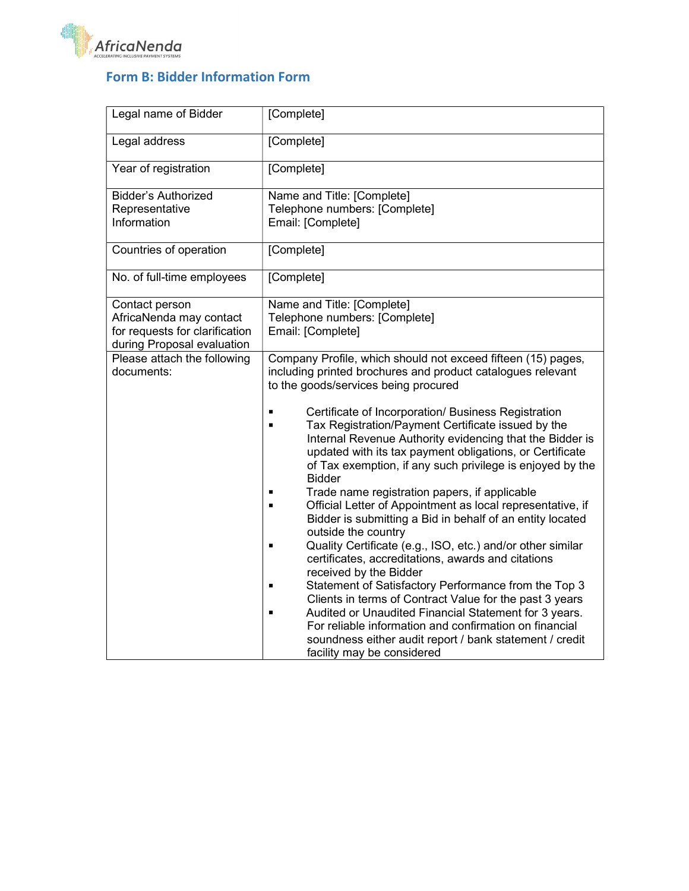## Form B: Bidder Information Form

| Legal name of Bidder | [Complete] |
|---|---|
| Legal address | [Complete] |
| Year of registration | [Complete] |
| Bidder's Authorized Representative Information | Name and Title: [Complete]<br>Telephone numbers: [Complete]<br>Email: [Complete] |
| Countries of operation | [Complete] |
| No. of full-time employees | [Complete] |
| Contact person AfricaNenda may contact for requests for clarification during Proposal evaluation | Name and Title: [Complete]<br>Telephone numbers: [Complete]<br>Email: [Complete] |
| Please attach the following documents: | Company Profile, which should not exceed fifteen (15) pages, including printed brochures and product catalogues relevant to the goods/services being procured<br><br>▪ Certificate of Incorporation/ Business Registration<br>▪ Tax Registration/Payment Certificate issued by the Internal Revenue Authority evidencing that the Bidder is updated with its tax payment obligations, or Certificate of Tax exemption, if any such privilege is enjoyed by the Bidder<br>▪ Trade name registration papers, if applicable<br>▪ Official Letter of Appointment as local representative, if Bidder is submitting a Bid in behalf of an entity located outside the country<br>▪ Quality Certificate (e.g., ISO, etc.) and/or other similar certificates, accreditations, awards and citations received by the Bidder<br>▪ Statement of Satisfactory Performance from the Top 3 Clients in terms of Contract Value for the past 3 years<br>▪ Audited or Unaudited Financial Statement for 3 years. For reliable information and confirmation on financial soundness either audit report / bank statement / credit facility may be considered |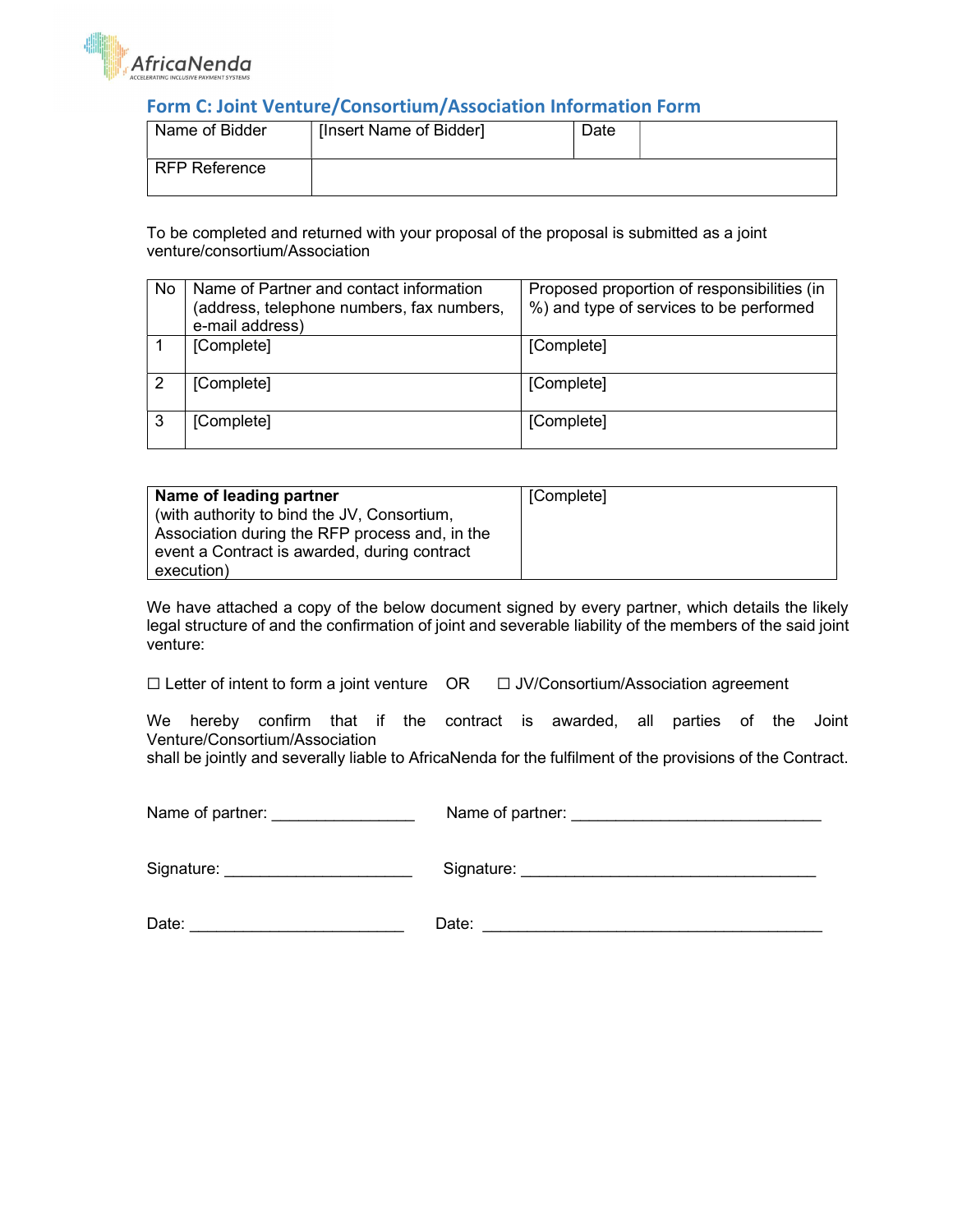## Form C: Joint Venture/Consortium/Association Information Form

| Name of Bidder | [Insert Name of Bidder] | Date | |
|---|---|---|---|
| RFP Reference | | | |

To be completed and returned with your proposal of the proposal is submitted as a joint venture/consortium/Association

| No | Name of Partner and contact information (address, telephone numbers, fax numbers, e-mail address) | Proposed proportion of responsibilities (in %) and type of services to be performed |
|---|---|---|
| 1 | [Complete] | [Complete] |
| 2 | [Complete] | [Complete] |
| 3 | [Complete] | [Complete] |

| **Name of leading partner** (with authority to bind the JV, Consortium, Association during the RFP process and, in the event a Contract is awarded, during contract execution) | [Complete] |
|---|---|

We have attached a copy of the below document signed by every partner, which details the likely legal structure of and the confirmation of joint and severable liability of the members of the said joint venture:

☐ Letter of intent to form a joint venture OR ☐ JV/Consortium/Association agreement

We hereby confirm that if the contract is awarded, all parties of the Joint Venture/Consortium/Association shall be jointly and severally liable to AfricaNenda for the fulfilment of the provisions of the Contract.

Name of partner: ________________ Name of partner: ____________________________

Signature: _____________________ Signature: _________________________________

Date: _______________________ Date: ______________________________________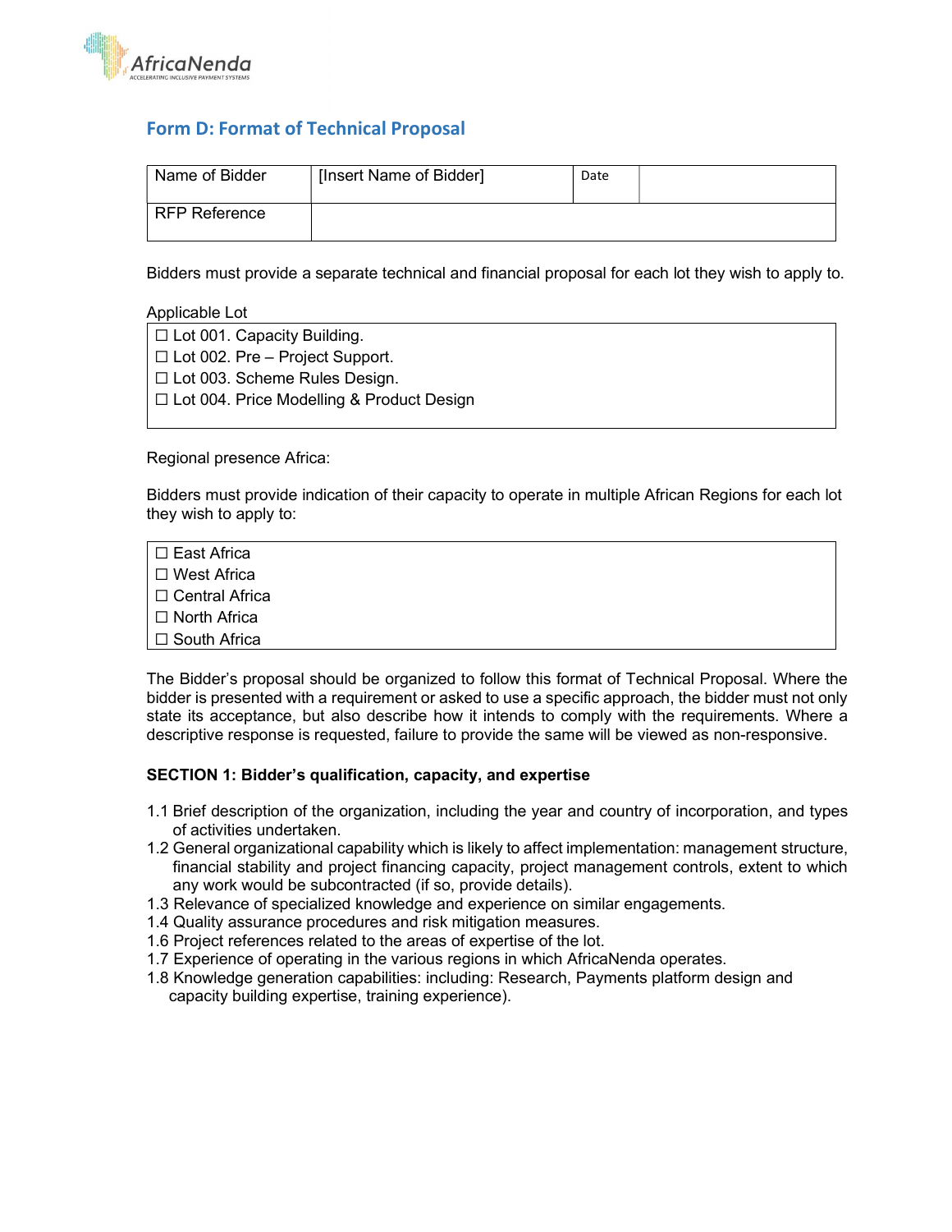## Form D: Format of Technical Proposal

| Name of Bidder | [Insert Name of Bidder] | Date | |
|---|---|---|---|
| RFP Reference | | | |

Bidders must provide a separate technical and financial proposal for each lot they wish to apply to.

Applicable Lot

☐ Lot 001. Capacity Building.
☐ Lot 002. Pre – Project Support.
☐ Lot 003. Scheme Rules Design.
☐ Lot 004. Price Modelling & Product Design

Regional presence Africa:

Bidders must provide indication of their capacity to operate in multiple African Regions for each lot they wish to apply to:

☐ East Africa
☐ West Africa
☐ Central Africa
☐ North Africa
☐ South Africa

The Bidder's proposal should be organized to follow this format of Technical Proposal. Where the bidder is presented with a requirement or asked to use a specific approach, the bidder must not only state its acceptance, but also describe how it intends to comply with the requirements. Where a descriptive response is requested, failure to provide the same will be viewed as non-responsive.

**SECTION 1: Bidder's qualification, capacity, and expertise**

1.1 Brief description of the organization, including the year and country of incorporation, and types of activities undertaken.
1.2 General organizational capability which is likely to affect implementation: management structure, financial stability and project financing capacity, project management controls, extent to which any work would be subcontracted (if so, provide details).
1.3 Relevance of specialized knowledge and experience on similar engagements.
1.4 Quality assurance procedures and risk mitigation measures.
1.6 Project references related to the areas of expertise of the lot.
1.7 Experience of operating in the various regions in which AfricaNenda operates.
1.8 Knowledge generation capabilities: including: Research, Payments platform design and capacity building expertise, training experience).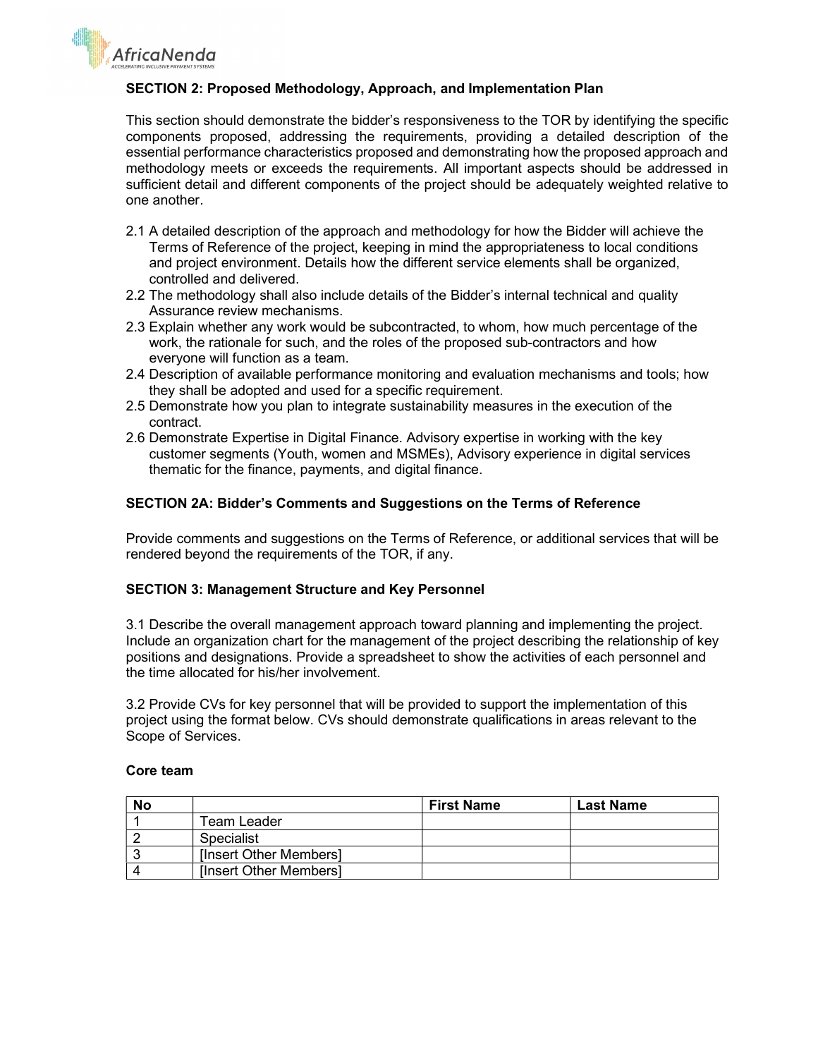## SECTION 2: Proposed Methodology, Approach, and Implementation Plan

This section should demonstrate the bidder's responsiveness to the TOR by identifying the specific components proposed, addressing the requirements, providing a detailed description of the essential performance characteristics proposed and demonstrating how the proposed approach and methodology meets or exceeds the requirements. All important aspects should be addressed in sufficient detail and different components of the project should be adequately weighted relative to one another.

2.1 A detailed description of the approach and methodology for how the Bidder will achieve the Terms of Reference of the project, keeping in mind the appropriateness to local conditions and project environment. Details how the different service elements shall be organized, controlled and delivered.

2.2 The methodology shall also include details of the Bidder's internal technical and quality Assurance review mechanisms.

2.3 Explain whether any work would be subcontracted, to whom, how much percentage of the work, the rationale for such, and the roles of the proposed sub-contractors and how everyone will function as a team.

2.4 Description of available performance monitoring and evaluation mechanisms and tools; how they shall be adopted and used for a specific requirement.

2.5 Demonstrate how you plan to integrate sustainability measures in the execution of the contract.

2.6 Demonstrate Expertise in Digital Finance. Advisory expertise in working with the key customer segments (Youth, women and MSMEs), Advisory experience in digital services thematic for the finance, payments, and digital finance.

## SECTION 2A: Bidder's Comments and Suggestions on the Terms of Reference

Provide comments and suggestions on the Terms of Reference, or additional services that will be rendered beyond the requirements of the TOR, if any.

## SECTION 3: Management Structure and Key Personnel

3.1 Describe the overall management approach toward planning and implementing the project. Include an organization chart for the management of the project describing the relationship of key positions and designations. Provide a spreadsheet to show the activities of each personnel and the time allocated for his/her involvement.

3.2 Provide CVs for key personnel that will be provided to support the implementation of this project using the format below. CVs should demonstrate qualifications in areas relevant to the Scope of Services.

**Core team**

| No | | First Name | Last Name |
|---|---|---|---|
| 1 | Team Leader | | |
| 2 | Specialist | | |
| 3 | [Insert Other Members] | | |
| 4 | [Insert Other Members] | | |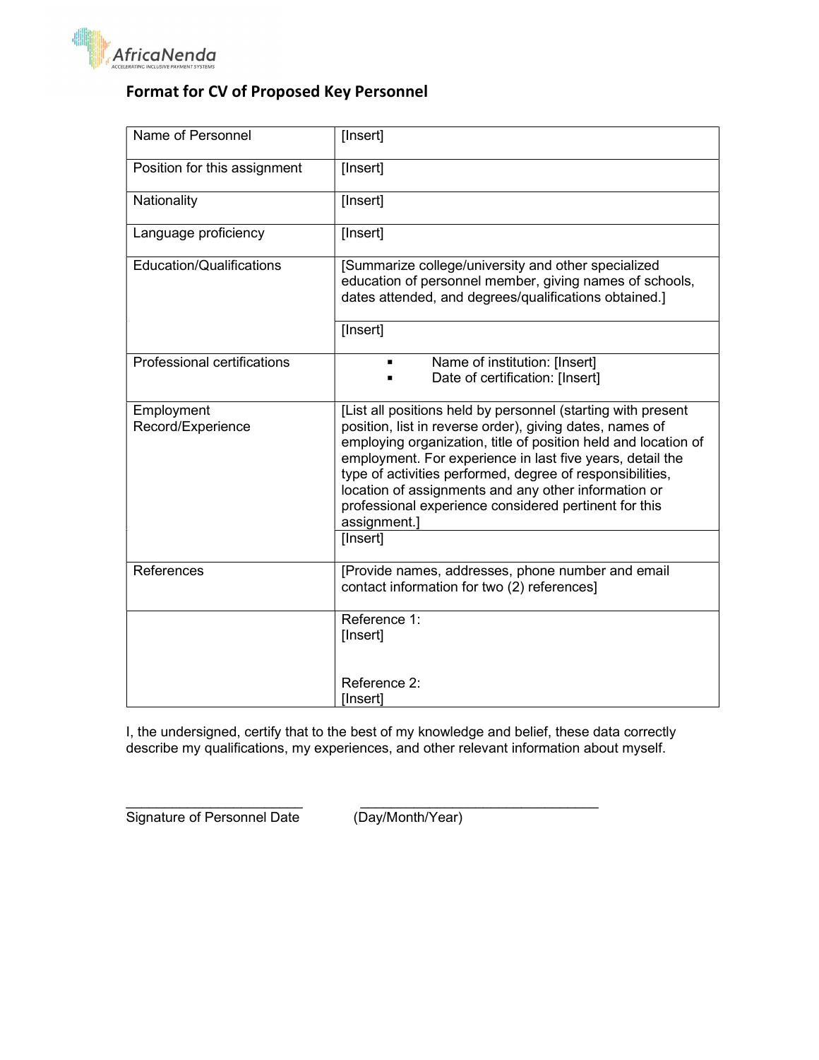## Format for CV of Proposed Key Personnel

| | |
|---|---|
| Name of Personnel | [Insert] |
| Position for this assignment | [Insert] |
| Nationality | [Insert] |
| Language proficiency | [Insert] |
| Education/Qualifications | [Summarize college/university and other specialized education of personnel member, giving names of schools, dates attended, and degrees/qualifications obtained.] |
| | [Insert] |
| Professional certifications | ▪ Name of institution: [Insert]<br>▪ Date of certification: [Insert] |
| Employment Record/Experience | [List all positions held by personnel (starting with present position, list in reverse order), giving dates, names of employing organization, title of position held and location of employment. For experience in last five years, detail the type of activities performed, degree of responsibilities, location of assignments and any other information or professional experience considered pertinent for this assignment.] |
| | [Insert] |
| References | [Provide names, addresses, phone number and email contact information for two (2) references] |
| | Reference 1:<br>[Insert]<br><br>Reference 2:<br>[Insert] |

I, the undersigned, certify that to the best of my knowledge and belief, these data correctly describe my qualifications, my experiences, and other relevant information about myself.

\_\_\_\_\_\_\_\_\_\_\_\_\_\_\_\_\_\_\_\_\_\_\_\_ \_\_\_\_\_\_\_\_\_\_\_\_\_\_\_\_\_\_\_\_\_\_\_\_\_\_\_\_\_\_\_\_

Signature of Personnel Date (Day/Month/Year)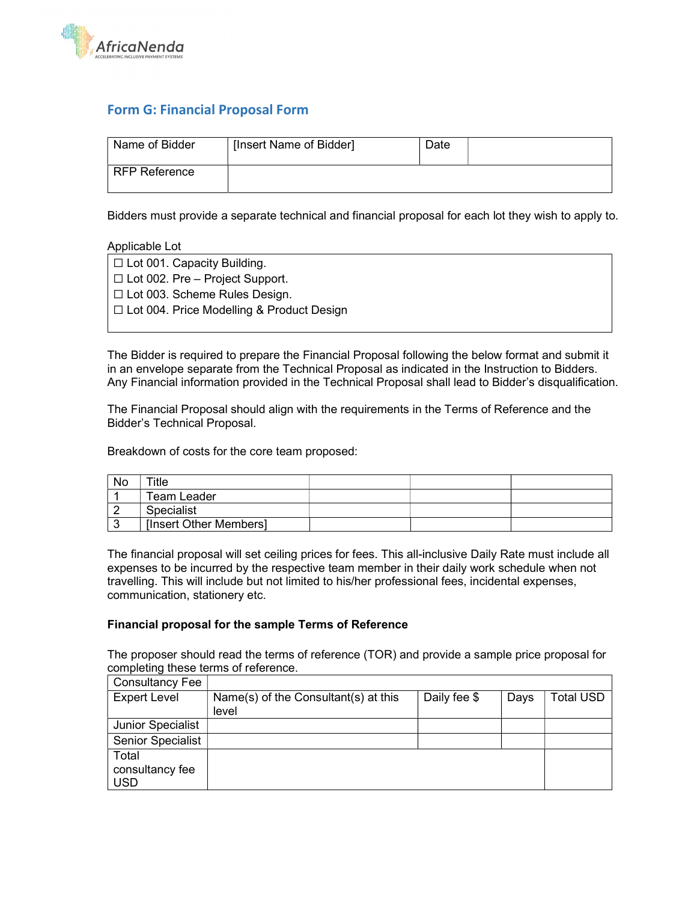## Form G: Financial Proposal Form

| Name of Bidder | [Insert Name of Bidder] | Date | |
|---|---|---|---|
| RFP Reference | | | |

Bidders must provide a separate technical and financial proposal for each lot they wish to apply to.

Applicable Lot

| |
|---|
| ☐ Lot 001. Capacity Building.<br>☐ Lot 002. Pre – Project Support.<br>☐ Lot 003. Scheme Rules Design.<br>☐ Lot 004. Price Modelling & Product Design |

The Bidder is required to prepare the Financial Proposal following the below format and submit it in an envelope separate from the Technical Proposal as indicated in the Instruction to Bidders. Any Financial information provided in the Technical Proposal shall lead to Bidder's disqualification.

The Financial Proposal should align with the requirements in the Terms of Reference and the Bidder's Technical Proposal.

Breakdown of costs for the core team proposed:

| No | Title | | | |
|---|---|---|---|---|
| 1 | Team Leader | | | |
| 2 | Specialist | | | |
| 3 | [Insert Other Members] | | | |

The financial proposal will set ceiling prices for fees. This all-inclusive Daily Rate must include all expenses to be incurred by the respective team member in their daily work schedule when not travelling. This will include but not limited to his/her professional fees, incidental expenses, communication, stationery etc.

**Financial proposal for the sample Terms of Reference**

The proposer should read the terms of reference (TOR) and provide a sample price proposal for completing these terms of reference.

| Consultancy Fee | | | | |
|---|---|---|---|---|
| Expert Level | Name(s) of the Consultant(s) at this level | Daily fee $ | Days | Total USD |
| Junior Specialist | | | | |
| Senior Specialist | | | | |
| Total consultancy fee USD | | | | |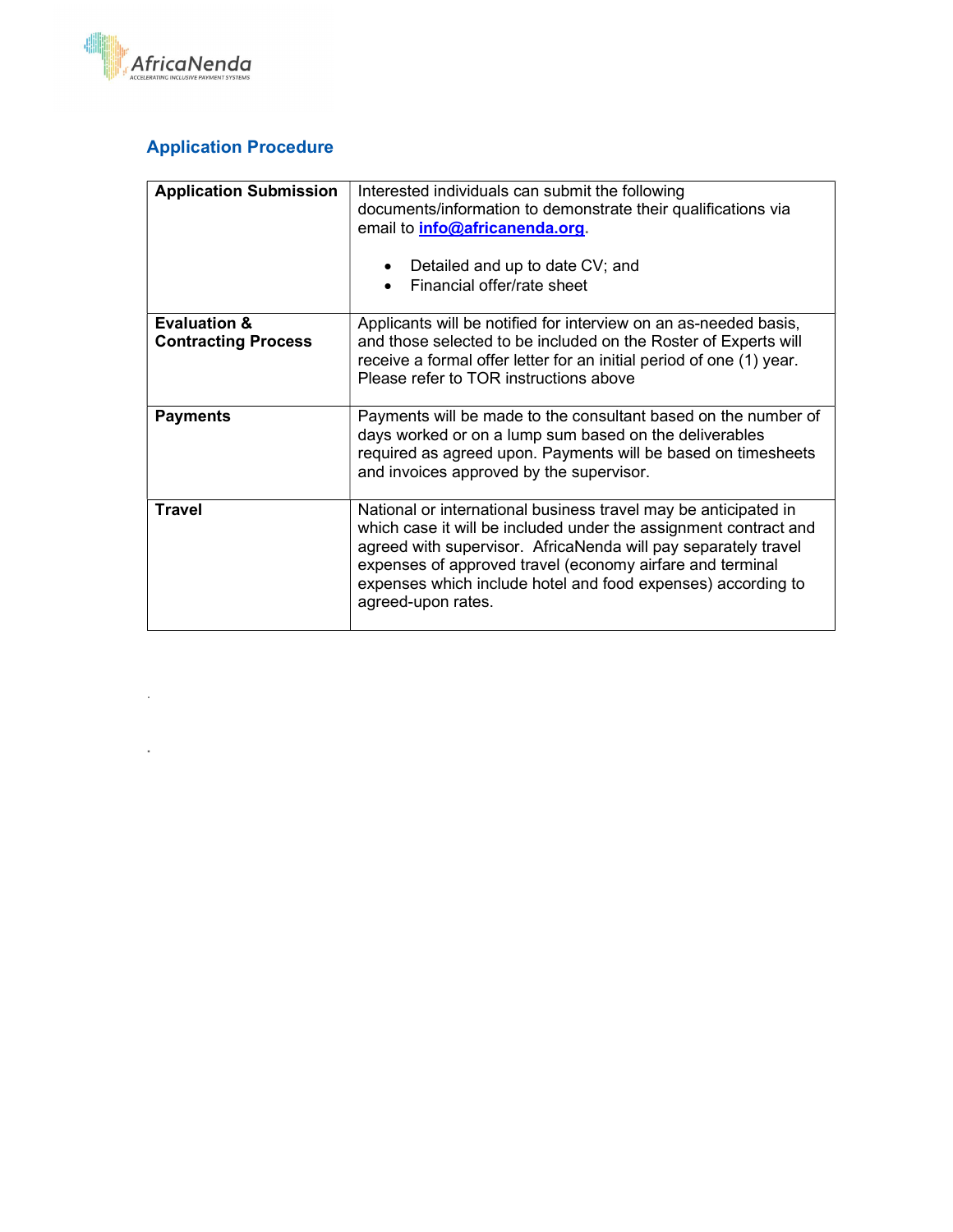## Application Procedure

| | |
|---|---|
| **Application Submission** | Interested individuals can submit the following documents/information to demonstrate their qualifications via email to **info@africanenda.org**.<br><br>• Detailed and up to date CV; and<br>• Financial offer/rate sheet |
| **Evaluation & Contracting Process** | Applicants will be notified for interview on an as-needed basis, and those selected to be included on the Roster of Experts will receive a formal offer letter for an initial period of one (1) year. Please refer to TOR instructions above |
| **Payments** | Payments will be made to the consultant based on the number of days worked or on a lump sum based on the deliverables required as agreed upon. Payments will be based on timesheets and invoices approved by the supervisor. |
| **Travel** | National or international business travel may be anticipated in which case it will be included under the assignment contract and agreed with supervisor. AfricaNenda will pay separately travel expenses of approved travel (economy airfare and terminal expenses which include hotel and food expenses) according to agreed-upon rates. |